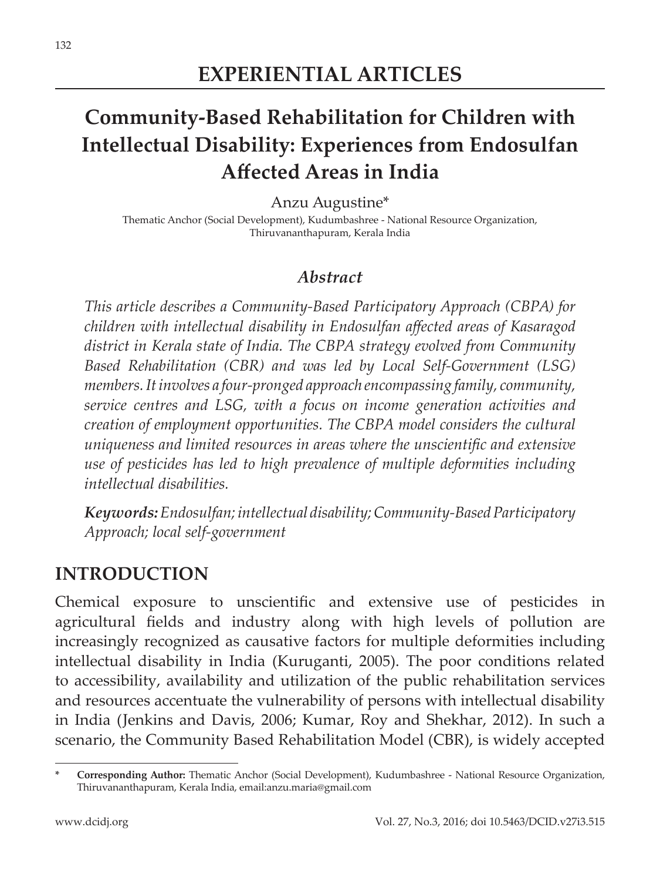# EXPERIENTIAL ARTICLES

## Community-Based Rehabilitation for Children with Intellectual Disability: Experiences from Endosulfan Affected Areas in India

Anzu Augustine*

Thematic Anchor (Social Development), Kudumbashree - National Resource Organization, Thiruvananthapuram, Kerala India

### *Abstract*

*This article describes a Community-Based Participatory Approach (CBPA) for children with intellectual disability in Endosulfan affected areas of Kasaragod district in Kerala state of India. The CBPA strategy evolved from Community Based Rehabilitation (CBR) and was led by Local Self-Government (LSG) members. It involves a four-pronged approach encompassing family, community, service centres and LSG, with a focus on income generation activities and creation of employment opportunities. The CBPA model considers the cultural uniqueness and limited resources in areas where the unscientific and extensive use of pesticides has led to high prevalence of multiple deformities including intellectual disabilities.*

***Keywords:*** *Endosulfan; intellectual disability; Community-Based Participatory Approach; local self-government*

## INTRODUCTION

Chemical exposure to unscientific and extensive use of pesticides in agricultural fields and industry along with high levels of pollution are increasingly recognized as causative factors for multiple deformities including intellectual disability in India (Kuruganti, 2005). The poor conditions related to accessibility, availability and utilization of the public rehabilitation services and resources accentuate the vulnerability of persons with intellectual disability in India (Jenkins and Davis, 2006; Kumar, Roy and Shekhar, 2012). In such a scenario, the Community Based Rehabilitation Model (CBR), is widely accepted

---

\* **Corresponding Author:** Thematic Anchor (Social Development), Kudumbashree - National Resource Organization, Thiruvananthapuram, Kerala India, email:anzu.maria@gmail.com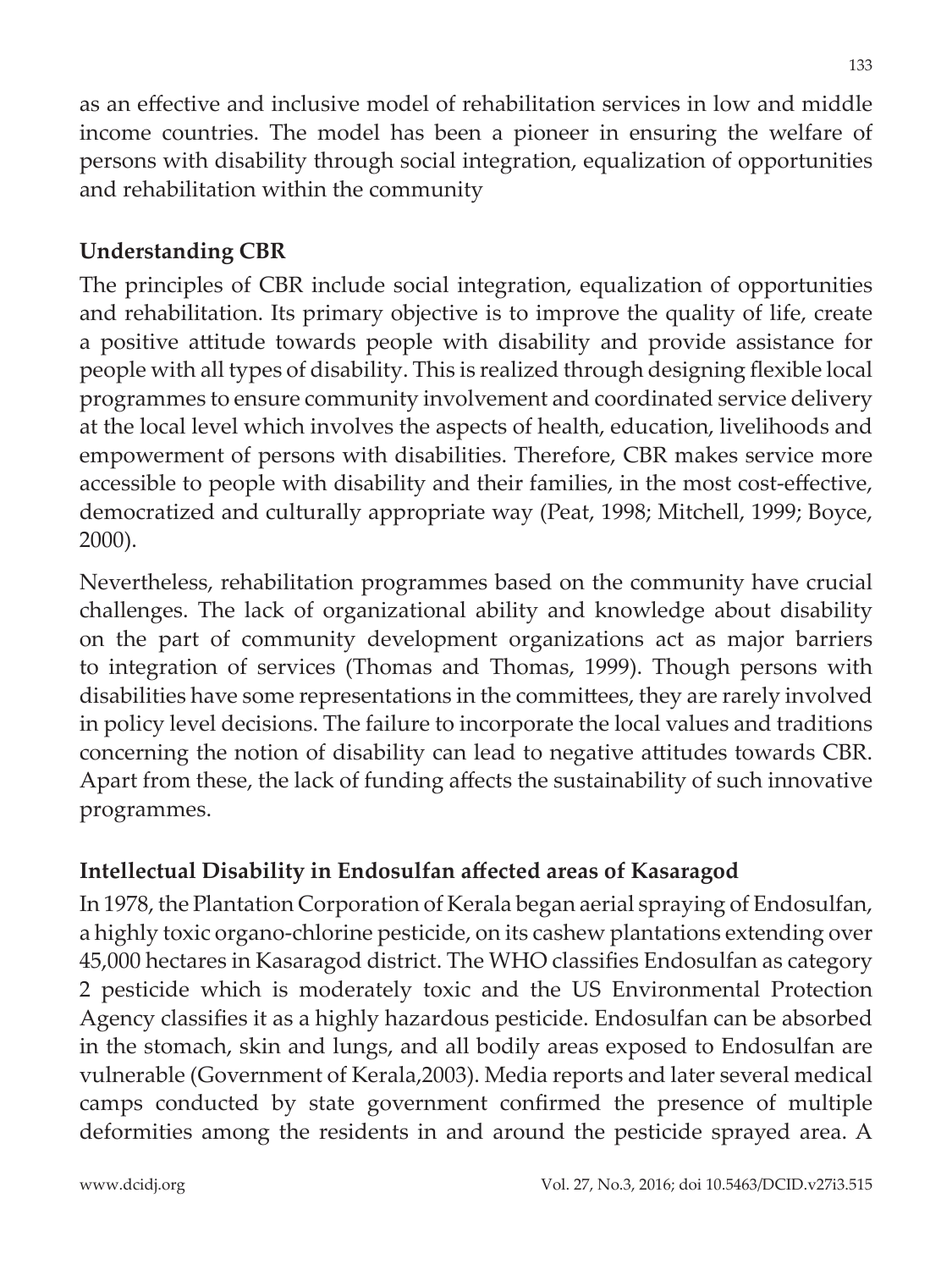as an effective and inclusive model of rehabilitation services in low and middle income countries. The model has been a pioneer in ensuring the welfare of persons with disability through social integration, equalization of opportunities and rehabilitation within the community

## Understanding CBR

The principles of CBR include social integration, equalization of opportunities and rehabilitation. Its primary objective is to improve the quality of life, create a positive attitude towards people with disability and provide assistance for people with all types of disability. This is realized through designing flexible local programmes to ensure community involvement and coordinated service delivery at the local level which involves the aspects of health, education, livelihoods and empowerment of persons with disabilities. Therefore, CBR makes service more accessible to people with disability and their families, in the most cost-effective, democratized and culturally appropriate way (Peat, 1998; Mitchell, 1999; Boyce, 2000).

Nevertheless, rehabilitation programmes based on the community have crucial challenges. The lack of organizational ability and knowledge about disability on the part of community development organizations act as major barriers to integration of services (Thomas and Thomas, 1999). Though persons with disabilities have some representations in the committees, they are rarely involved in policy level decisions. The failure to incorporate the local values and traditions concerning the notion of disability can lead to negative attitudes towards CBR. Apart from these, the lack of funding affects the sustainability of such innovative programmes.

## Intellectual Disability in Endosulfan affected areas of Kasaragod

In 1978, the Plantation Corporation of Kerala began aerial spraying of Endosulfan, a highly toxic organo-chlorine pesticide, on its cashew plantations extending over 45,000 hectares in Kasaragod district. The WHO classifies Endosulfan as category 2 pesticide which is moderately toxic and the US Environmental Protection Agency classifies it as a highly hazardous pesticide. Endosulfan can be absorbed in the stomach, skin and lungs, and all bodily areas exposed to Endosulfan are vulnerable (Government of Kerala,2003). Media reports and later several medical camps conducted by state government confirmed the presence of multiple deformities among the residents in and around the pesticide sprayed area. A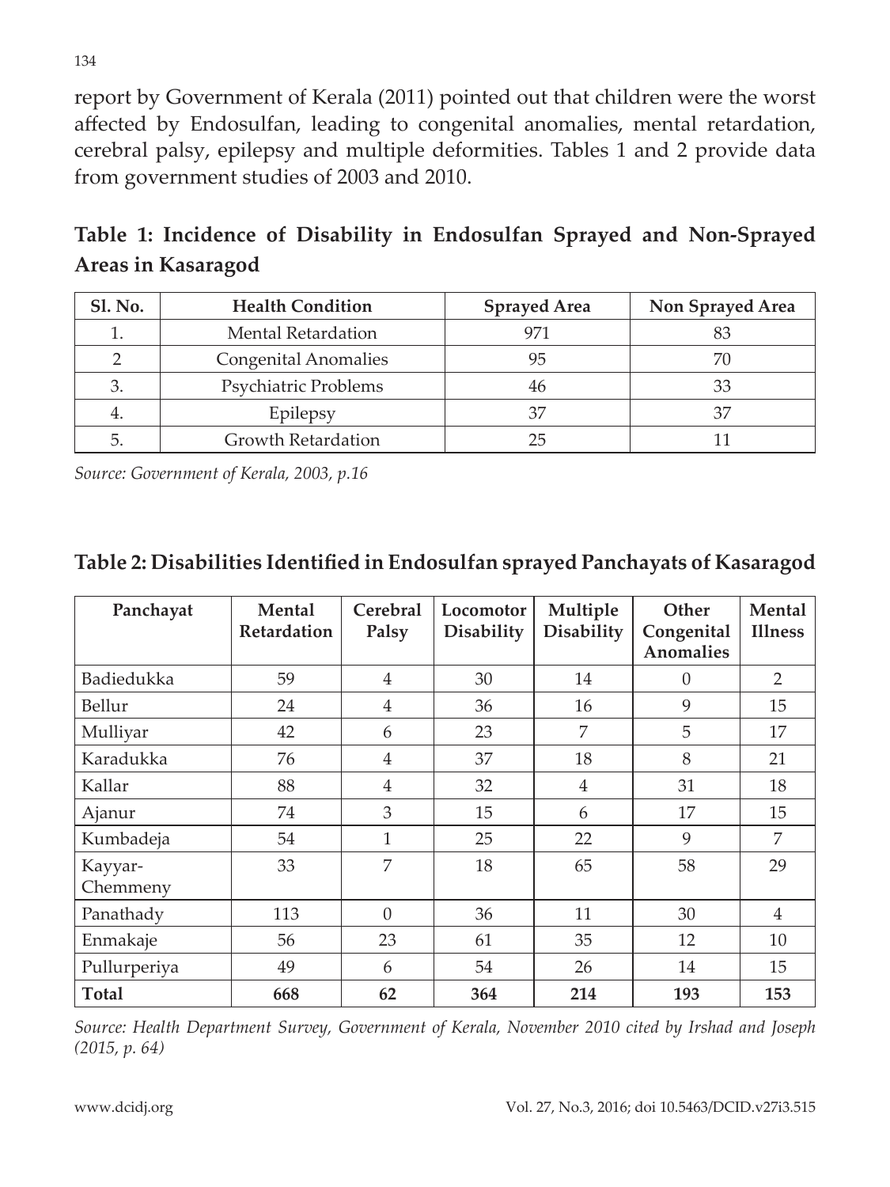report by Government of Kerala (2011) pointed out that children were the worst affected by Endosulfan, leading to congenital anomalies, mental retardation, cerebral palsy, epilepsy and multiple deformities. Tables 1 and 2 provide data from government studies of 2003 and 2010.

**Table 1: Incidence of Disability in Endosulfan Sprayed and Non-Sprayed Areas in Kasaragod**

| Sl. No. | Health Condition | Sprayed Area | Non Sprayed Area |
|---|---|---|---|
| 1. | Mental Retardation | 971 | 83 |
| 2 | Congenital Anomalies | 95 | 70 |
| 3. | Psychiatric Problems | 46 | 33 |
| 4. | Epilepsy | 37 | 37 |
| 5. | Growth Retardation | 25 | 11 |

*Source: Government of Kerala, 2003, p.16*

**Table 2: Disabilities Identified in Endosulfan sprayed Panchayats of Kasaragod**

| Panchayat | Mental Retardation | Cerebral Palsy | Locomotor Disability | Multiple Disability | Other Congenital Anomalies | Mental Illness |
|---|---|---|---|---|---|---|
| Badiedukka | 59 | 4 | 30 | 14 | 0 | 2 |
| Bellur | 24 | 4 | 36 | 16 | 9 | 15 |
| Mulliyar | 42 | 6 | 23 | 7 | 5 | 17 |
| Karadukka | 76 | 4 | 37 | 18 | 8 | 21 |
| Kallar | 88 | 4 | 32 | 4 | 31 | 18 |
| Ajanur | 74 | 3 | 15 | 6 | 17 | 15 |
| Kumbadeja | 54 | 1 | 25 | 22 | 9 | 7 |
| Kayyar-Chemmeny | 33 | 7 | 18 | 65 | 58 | 29 |
| Panathady | 113 | 0 | 36 | 11 | 30 | 4 |
| Enmakaje | 56 | 23 | 61 | 35 | 12 | 10 |
| Pullurperiya | 49 | 6 | 54 | 26 | 14 | 15 |
| **Total** | **668** | **62** | **364** | **214** | **193** | **153** |

*Source: Health Department Survey, Government of Kerala, November 2010 cited by Irshad and Joseph (2015, p. 64)*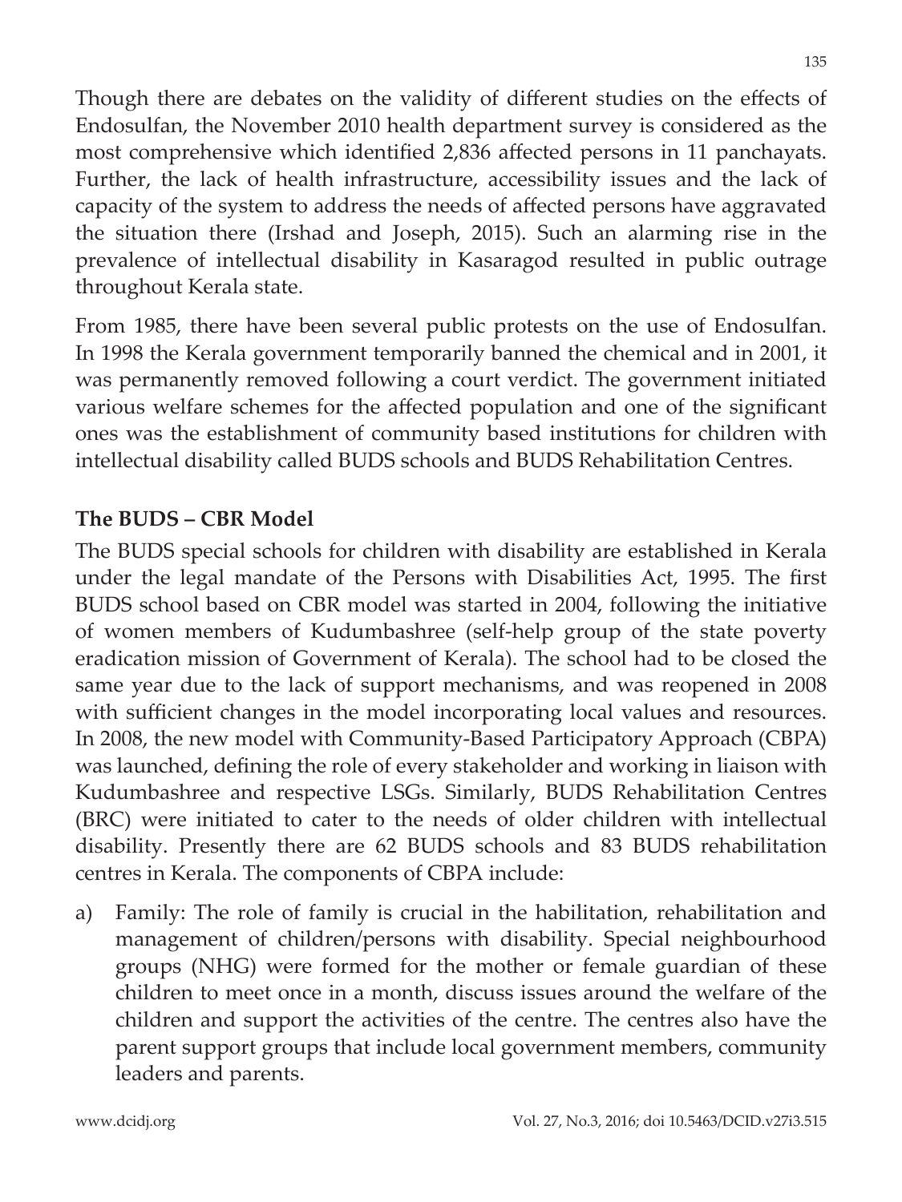Though there are debates on the validity of different studies on the effects of Endosulfan, the November 2010 health department survey is considered as the most comprehensive which identified 2,836 affected persons in 11 panchayats. Further, the lack of health infrastructure, accessibility issues and the lack of capacity of the system to address the needs of affected persons have aggravated the situation there (Irshad and Joseph, 2015). Such an alarming rise in the prevalence of intellectual disability in Kasaragod resulted in public outrage throughout Kerala state.

From 1985, there have been several public protests on the use of Endosulfan. In 1998 the Kerala government temporarily banned the chemical and in 2001, it was permanently removed following a court verdict. The government initiated various welfare schemes for the affected population and one of the significant ones was the establishment of community based institutions for children with intellectual disability called BUDS schools and BUDS Rehabilitation Centres.

### The BUDS – CBR Model

The BUDS special schools for children with disability are established in Kerala under the legal mandate of the Persons with Disabilities Act, 1995. The first BUDS school based on CBR model was started in 2004, following the initiative of women members of Kudumbashree (self-help group of the state poverty eradication mission of Government of Kerala). The school had to be closed the same year due to the lack of support mechanisms, and was reopened in 2008 with sufficient changes in the model incorporating local values and resources. In 2008, the new model with Community-Based Participatory Approach (CBPA) was launched, defining the role of every stakeholder and working in liaison with Kudumbashree and respective LSGs. Similarly, BUDS Rehabilitation Centres (BRC) were initiated to cater to the needs of older children with intellectual disability. Presently there are 62 BUDS schools and 83 BUDS rehabilitation centres in Kerala. The components of CBPA include:

a) Family: The role of family is crucial in the habilitation, rehabilitation and management of children/persons with disability. Special neighbourhood groups (NHG) were formed for the mother or female guardian of these children to meet once in a month, discuss issues around the welfare of the children and support the activities of the centre. The centres also have the parent support groups that include local government members, community leaders and parents.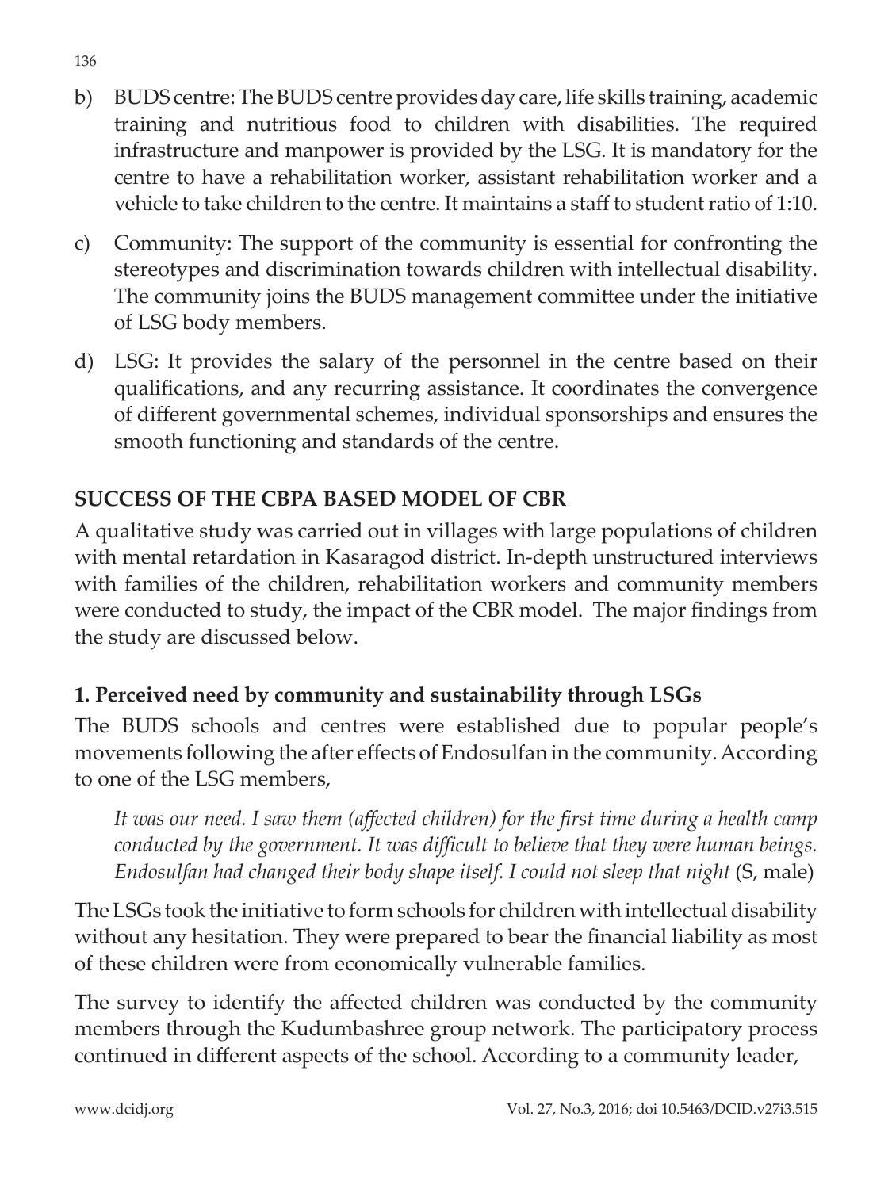b) BUDS centre: The BUDS centre provides day care, life skills training, academic training and nutritious food to children with disabilities. The required infrastructure and manpower is provided by the LSG. It is mandatory for the centre to have a rehabilitation worker, assistant rehabilitation worker and a vehicle to take children to the centre. It maintains a staff to student ratio of 1:10.

c) Community: The support of the community is essential for confronting the stereotypes and discrimination towards children with intellectual disability. The community joins the BUDS management committee under the initiative of LSG body members.

d) LSG: It provides the salary of the personnel in the centre based on their qualifications, and any recurring assistance. It coordinates the convergence of different governmental schemes, individual sponsorships and ensures the smooth functioning and standards of the centre.

## SUCCESS OF THE CBPA BASED MODEL OF CBR

A qualitative study was carried out in villages with large populations of children with mental retardation in Kasaragod district. In-depth unstructured interviews with families of the children, rehabilitation workers and community members were conducted to study, the impact of the CBR model. The major findings from the study are discussed below.

### 1. Perceived need by community and sustainability through LSGs

The BUDS schools and centres were established due to popular people's movements following the after effects of Endosulfan in the community. According to one of the LSG members,

> *It was our need. I saw them (affected children) for the first time during a health camp conducted by the government. It was difficult to believe that they were human beings. Endosulfan had changed their body shape itself. I could not sleep that night* (S, male)

The LSGs took the initiative to form schools for children with intellectual disability without any hesitation. They were prepared to bear the financial liability as most of these children were from economically vulnerable families.

The survey to identify the affected children was conducted by the community members through the Kudumbashree group network. The participatory process continued in different aspects of the school. According to a community leader,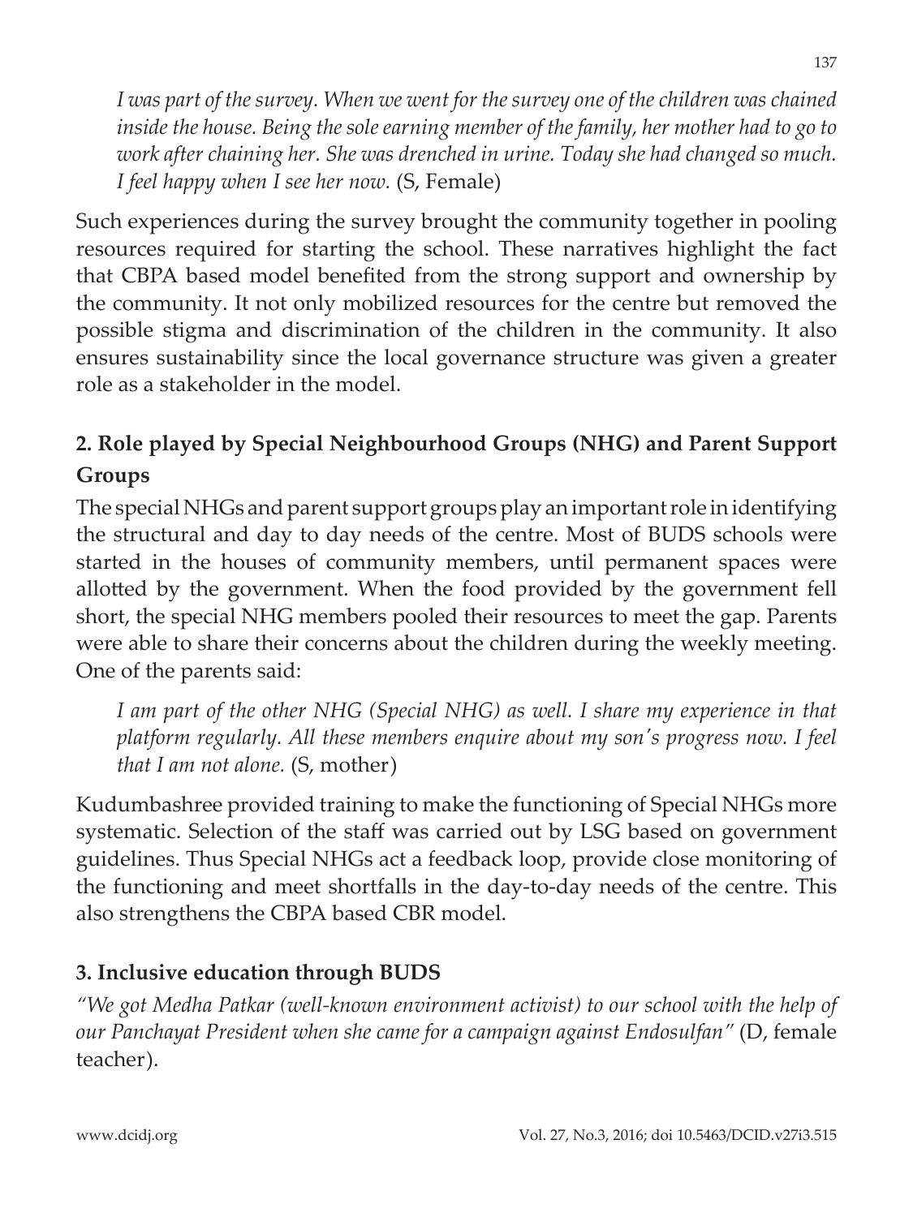*I was part of the survey. When we went for the survey one of the children was chained inside the house. Being the sole earning member of the family, her mother had to go to work after chaining her. She was drenched in urine. Today she had changed so much. I feel happy when I see her now.* (S, Female)

Such experiences during the survey brought the community together in pooling resources required for starting the school. These narratives highlight the fact that CBPA based model benefited from the strong support and ownership by the community. It not only mobilized resources for the centre but removed the possible stigma and discrimination of the children in the community. It also ensures sustainability since the local governance structure was given a greater role as a stakeholder in the model.

## 2. Role played by Special Neighbourhood Groups (NHG) and Parent Support Groups

The special NHGs and parent support groups play an important role in identifying the structural and day to day needs of the centre. Most of BUDS schools were started in the houses of community members, until permanent spaces were allotted by the government. When the food provided by the government fell short, the special NHG members pooled their resources to meet the gap. Parents were able to share their concerns about the children during the weekly meeting. One of the parents said:

*I am part of the other NHG (Special NHG) as well. I share my experience in that platform regularly. All these members enquire about my son's progress now. I feel that I am not alone.* (S, mother)

Kudumbashree provided training to make the functioning of Special NHGs more systematic. Selection of the staff was carried out by LSG based on government guidelines. Thus Special NHGs act a feedback loop, provide close monitoring of the functioning and meet shortfalls in the day-to-day needs of the centre. This also strengthens the CBPA based CBR model.

## 3. Inclusive education through BUDS

*"We got Medha Patkar (well-known environment activist) to our school with the help of our Panchayat President when she came for a campaign against Endosulfan"* (D, female teacher).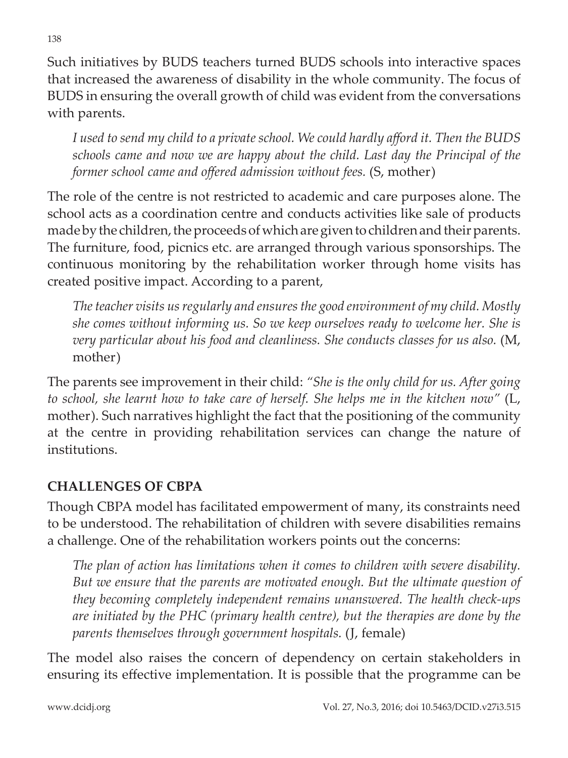Such initiatives by BUDS teachers turned BUDS schools into interactive spaces that increased the awareness of disability in the whole community. The focus of BUDS in ensuring the overall growth of child was evident from the conversations with parents.

> *I used to send my child to a private school. We could hardly afford it. Then the BUDS schools came and now we are happy about the child. Last day the Principal of the former school came and offered admission without fees.* (S, mother)

The role of the centre is not restricted to academic and care purposes alone. The school acts as a coordination centre and conducts activities like sale of products made by the children, the proceeds of which are given to children and their parents. The furniture, food, picnics etc. are arranged through various sponsorships. The continuous monitoring by the rehabilitation worker through home visits has created positive impact. According to a parent,

> *The teacher visits us regularly and ensures the good environment of my child. Mostly she comes without informing us. So we keep ourselves ready to welcome her. She is very particular about his food and cleanliness. She conducts classes for us also.* (M, mother)

The parents see improvement in their child: *"She is the only child for us. After going to school, she learnt how to take care of herself. She helps me in the kitchen now"* (L, mother). Such narratives highlight the fact that the positioning of the community at the centre in providing rehabilitation services can change the nature of institutions.

## CHALLENGES OF CBPA

Though CBPA model has facilitated empowerment of many, its constraints need to be understood. The rehabilitation of children with severe disabilities remains a challenge. One of the rehabilitation workers points out the concerns:

> *The plan of action has limitations when it comes to children with severe disability. But we ensure that the parents are motivated enough. But the ultimate question of they becoming completely independent remains unanswered. The health check-ups are initiated by the PHC (primary health centre), but the therapies are done by the parents themselves through government hospitals.* (J, female)

The model also raises the concern of dependency on certain stakeholders in ensuring its effective implementation. It is possible that the programme can be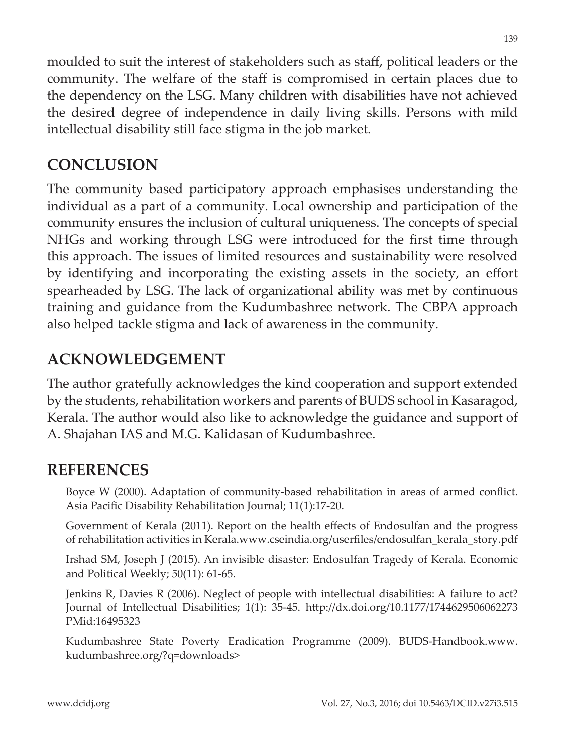moulded to suit the interest of stakeholders such as staff, political leaders or the community. The welfare of the staff is compromised in certain places due to the dependency on the LSG. Many children with disabilities have not achieved the desired degree of independence in daily living skills. Persons with mild intellectual disability still face stigma in the job market.

## CONCLUSION

The community based participatory approach emphasises understanding the individual as a part of a community. Local ownership and participation of the community ensures the inclusion of cultural uniqueness. The concepts of special NHGs and working through LSG were introduced for the first time through this approach. The issues of limited resources and sustainability were resolved by identifying and incorporating the existing assets in the society, an effort spearheaded by LSG. The lack of organizational ability was met by continuous training and guidance from the Kudumbashree network. The CBPA approach also helped tackle stigma and lack of awareness in the community.

## ACKNOWLEDGEMENT

The author gratefully acknowledges the kind cooperation and support extended by the students, rehabilitation workers and parents of BUDS school in Kasaragod, Kerala. The author would also like to acknowledge the guidance and support of A. Shajahan IAS and M.G. Kalidasan of Kudumbashree.

## REFERENCES

Boyce W (2000). Adaptation of community-based rehabilitation in areas of armed conflict. Asia Pacific Disability Rehabilitation Journal; 11(1):17-20.

Government of Kerala (2011). Report on the health effects of Endosulfan and the progress of rehabilitation activities in Kerala.www.cseindia.org/userfiles/endosulfan_kerala_story.pdf

Irshad SM, Joseph J (2015). An invisible disaster: Endosulfan Tragedy of Kerala. Economic and Political Weekly; 50(11): 61-65.

Jenkins R, Davies R (2006). Neglect of people with intellectual disabilities: A failure to act? Journal of Intellectual Disabilities; 1(1): 35-45. http://dx.doi.org/10.1177/1744629506062273 PMid:16495323

Kudumbashree State Poverty Eradication Programme (2009). BUDS-Handbook.www. kudumbashree.org/?q=downloads>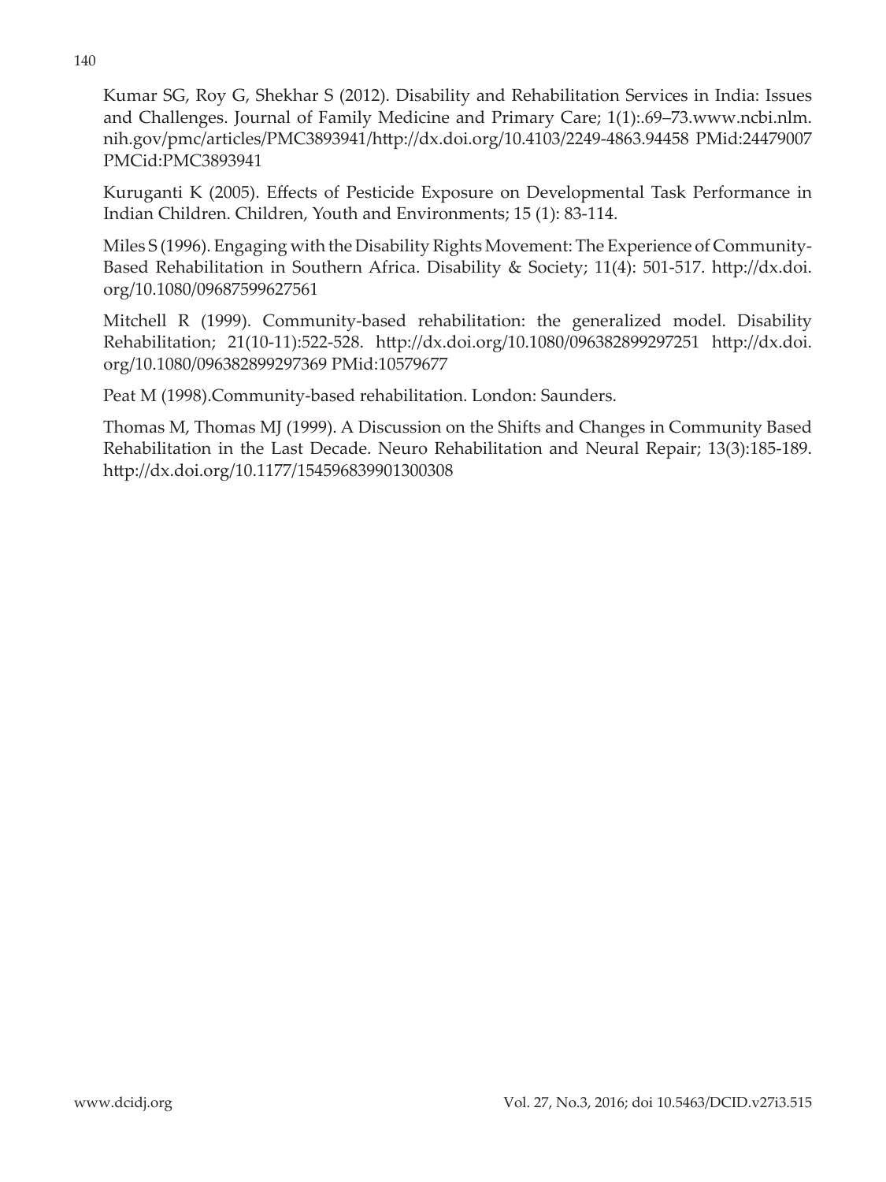Kumar SG, Roy G, Shekhar S (2012). Disability and Rehabilitation Services in India: Issues and Challenges. Journal of Family Medicine and Primary Care; 1(1):.69–73.www.ncbi.nlm.nih.gov/pmc/articles/PMC3893941/http://dx.doi.org/10.4103/2249-4863.94458 PMid:24479007 PMCid:PMC3893941

Kuruganti K (2005). Effects of Pesticide Exposure on Developmental Task Performance in Indian Children. Children, Youth and Environments; 15 (1): 83-114.

Miles S (1996). Engaging with the Disability Rights Movement: The Experience of Community-Based Rehabilitation in Southern Africa. Disability & Society; 11(4): 501-517. http://dx.doi.org/10.1080/09687599627561

Mitchell R (1999). Community-based rehabilitation: the generalized model. Disability Rehabilitation; 21(10-11):522-528. http://dx.doi.org/10.1080/096382899297251 http://dx.doi.org/10.1080/096382899297369 PMid:10579677

Peat M (1998).Community-based rehabilitation. London: Saunders.

Thomas M, Thomas MJ (1999). A Discussion on the Shifts and Changes in Community Based Rehabilitation in the Last Decade. Neuro Rehabilitation and Neural Repair; 13(3):185-189. http://dx.doi.org/10.1177/154596839901300308